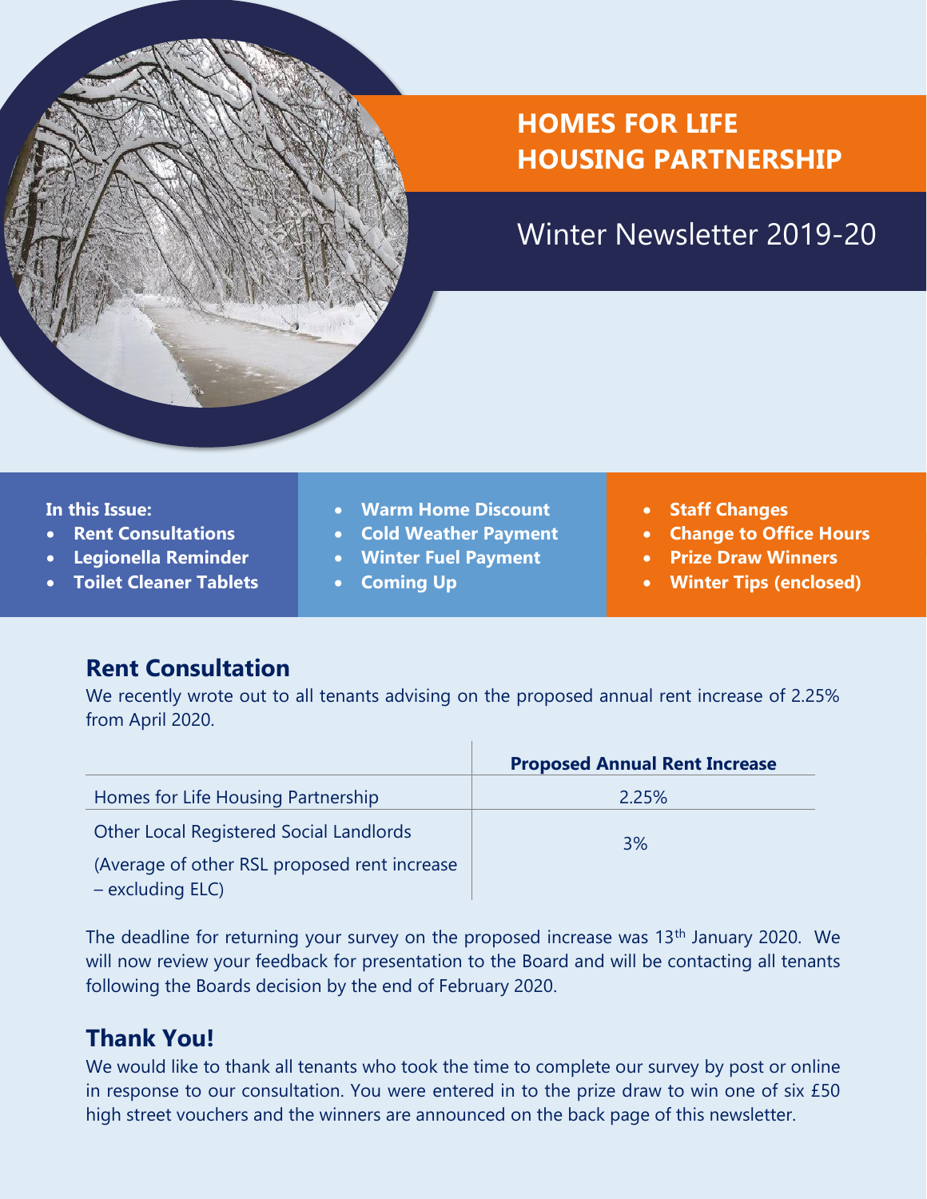# HOMES FOR LIFE HOUSING PARTNERSHIP

## Winter Newsletter 2019-20

**In this Issue:**

- **Rent Consultations**
- **Legionella Reminder**
- **Toilet Cleaner Tablets**
- **Warm Home Discount**
- **Cold Weather Payment**
- **Winter Fuel Payment**
- **Coming Up**
- **Staff Changes**
- **Change to Office Hours**
- **Prize Draw Winners**
- **Winter Tips (enclosed)**

## Rent Consultation

We recently wrote out to all tenants advising on the proposed annual rent increase of 2.25% from April 2020.

| | **Proposed Annual Rent Increase** |
|---|---|
| Homes for Life Housing Partnership | 2.25% |
| Other Local Registered Social Landlords (Average of other RSL proposed rent increase – excluding ELC) | 3% |

The deadline for returning your survey on the proposed increase was 13th January 2020. We will now review your feedback for presentation to the Board and will be contacting all tenants following the Boards decision by the end of February 2020.

## Thank You!

We would like to thank all tenants who took the time to complete our survey by post or online in response to our consultation. You were entered in to the prize draw to win one of six £50 high street vouchers and the winners are announced on the back page of this newsletter.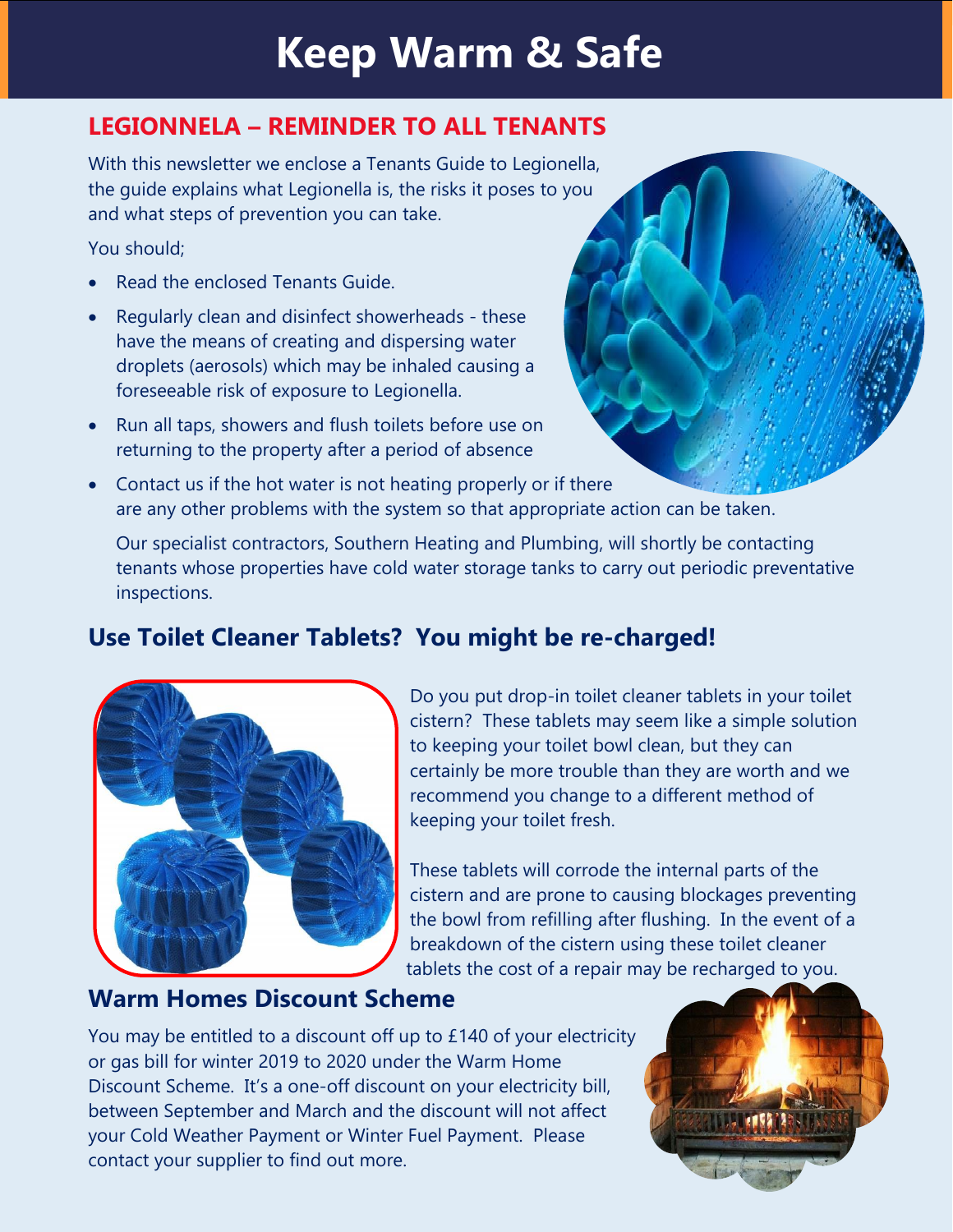# Keep Warm & Safe

## LEGIONNELA – REMINDER TO ALL TENANTS

With this newsletter we enclose a Tenants Guide to Legionella, the guide explains what Legionella is, the risks it poses to you and what steps of prevention you can take.

You should;

- Read the enclosed Tenants Guide.
- Regularly clean and disinfect showerheads - these have the means of creating and dispersing water droplets (aerosols) which may be inhaled causing a foreseeable risk of exposure to Legionella.
- Run all taps, showers and flush toilets before use on returning to the property after a period of absence
- Contact us if the hot water is not heating properly or if there are any other problems with the system so that appropriate action can be taken.

  Our specialist contractors, Southern Heating and Plumbing, will shortly be contacting tenants whose properties have cold water storage tanks to carry out periodic preventative inspections.

## Use Toilet Cleaner Tablets? You might be re-charged!

Do you put drop-in toilet cleaner tablets in your toilet cistern? These tablets may seem like a simple solution to keeping your toilet bowl clean, but they can certainly be more trouble than they are worth and we recommend you change to a different method of keeping your toilet fresh.

These tablets will corrode the internal parts of the cistern and are prone to causing blockages preventing the bowl from refilling after flushing. In the event of a breakdown of the cistern using these toilet cleaner tablets the cost of a repair may be recharged to you.

## Warm Homes Discount Scheme

You may be entitled to a discount off up to £140 of your electricity or gas bill for winter 2019 to 2020 under the Warm Home Discount Scheme. It's a one-off discount on your electricity bill, between September and March and the discount will not affect your Cold Weather Payment or Winter Fuel Payment. Please contact your supplier to find out more.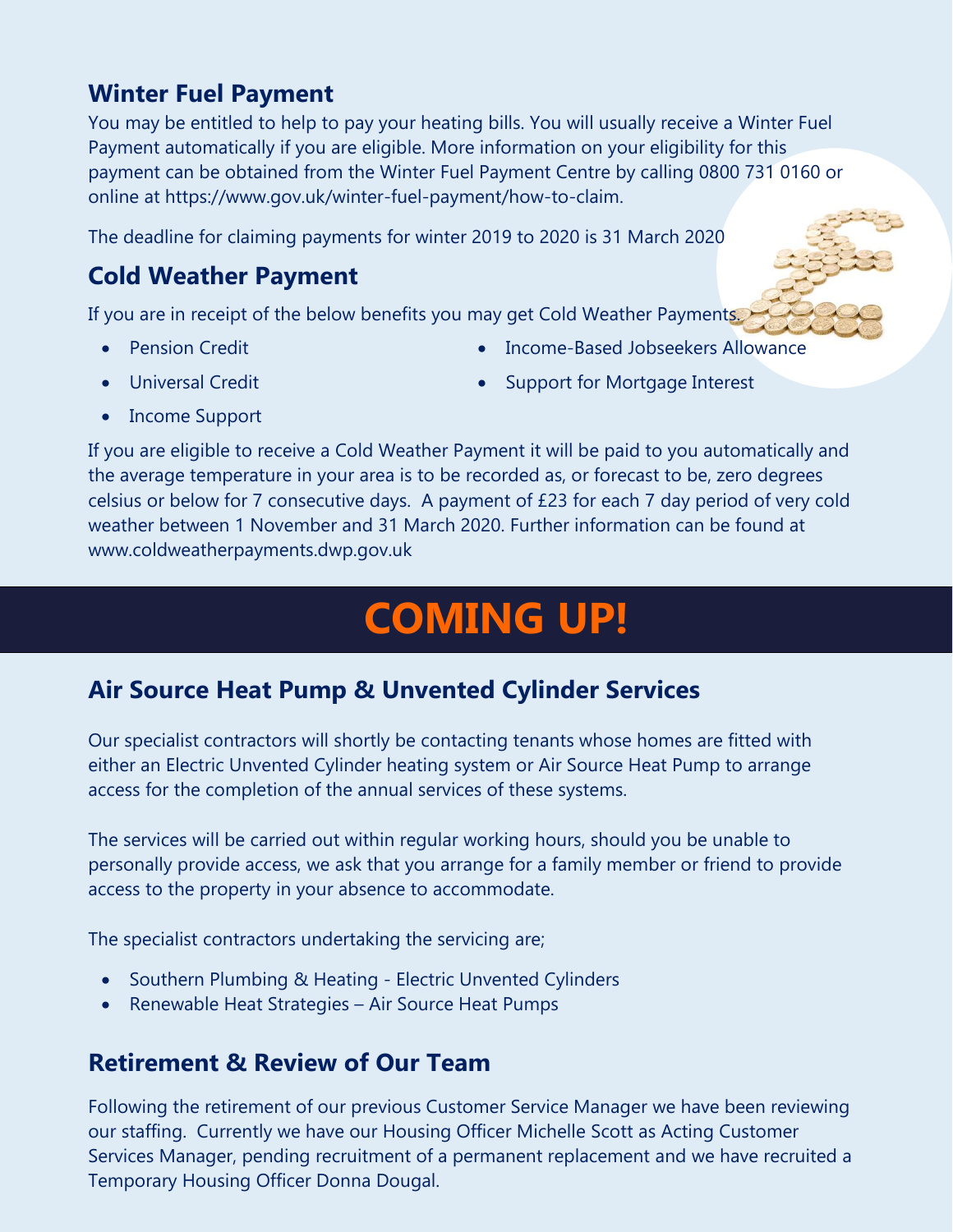## Winter Fuel Payment

You may be entitled to help to pay your heating bills. You will usually receive a Winter Fuel Payment automatically if you are eligible. More information on your eligibility for this payment can be obtained from the Winter Fuel Payment Centre by calling 0800 731 0160 or online at https://www.gov.uk/winter-fuel-payment/how-to-claim.

The deadline for claiming payments for winter 2019 to 2020 is 31 March 2020

## Cold Weather Payment

If you are in receipt of the below benefits you may get Cold Weather Payments.

- Pension Credit
- Universal Credit
- Income Support
- Income-Based Jobseekers Allowance
- Support for Mortgage Interest

If you are eligible to receive a Cold Weather Payment it will be paid to you automatically and the average temperature in your area is to be recorded as, or forecast to be, zero degrees celsius or below for 7 consecutive days. A payment of £23 for each 7 day period of very cold weather between 1 November and 31 March 2020. Further information can be found at www.coldweatherpayments.dwp.gov.uk

# COMING UP!

## Air Source Heat Pump & Unvented Cylinder Services

Our specialist contractors will shortly be contacting tenants whose homes are fitted with either an Electric Unvented Cylinder heating system or Air Source Heat Pump to arrange access for the completion of the annual services of these systems.

The services will be carried out within regular working hours, should you be unable to personally provide access, we ask that you arrange for a family member or friend to provide access to the property in your absence to accommodate.

The specialist contractors undertaking the servicing are;

- Southern Plumbing & Heating - Electric Unvented Cylinders
- Renewable Heat Strategies – Air Source Heat Pumps

## Retirement & Review of Our Team

Following the retirement of our previous Customer Service Manager we have been reviewing our staffing. Currently we have our Housing Officer Michelle Scott as Acting Customer Services Manager, pending recruitment of a permanent replacement and we have recruited a Temporary Housing Officer Donna Dougal.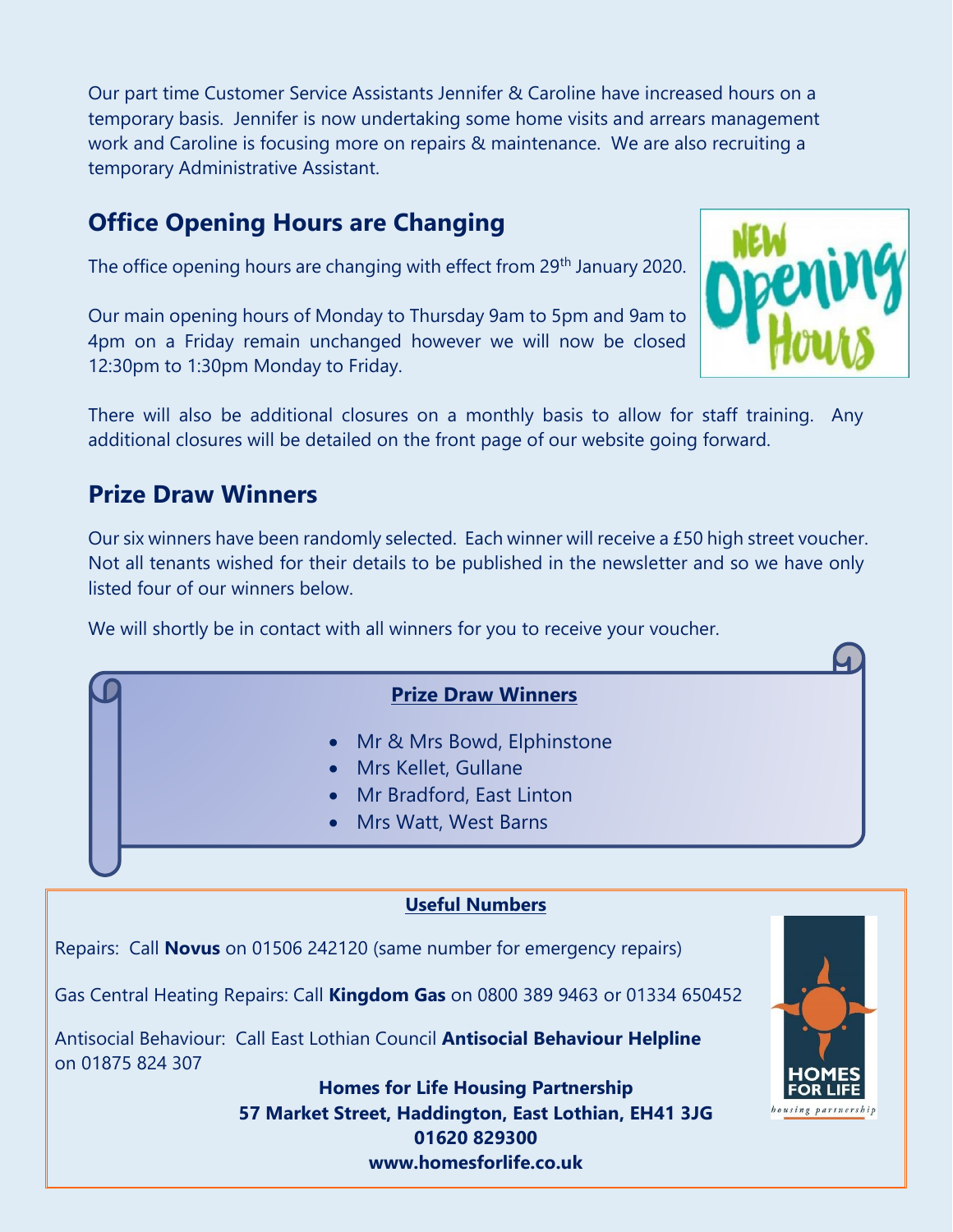Our part time Customer Service Assistants Jennifer & Caroline have increased hours on a temporary basis. Jennifer is now undertaking some home visits and arrears management work and Caroline is focusing more on repairs & maintenance. We are also recruiting a temporary Administrative Assistant.

## Office Opening Hours are Changing

The office opening hours are changing with effect from 29th January 2020.

Our main opening hours of Monday to Thursday 9am to 5pm and 9am to 4pm on a Friday remain unchanged however we will now be closed 12:30pm to 1:30pm Monday to Friday.

There will also be additional closures on a monthly basis to allow for staff training. Any additional closures will be detailed on the front page of our website going forward.

## Prize Draw Winners

Our six winners have been randomly selected. Each winner will receive a £50 high street voucher. Not all tenants wished for their details to be published in the newsletter and so we have only listed four of our winners below.

We will shortly be in contact with all winners for you to receive your voucher.

**Prize Draw Winners**

- Mr & Mrs Bowd, Elphinstone
- Mrs Kellet, Gullane
- Mr Bradford, East Linton
- Mrs Watt, West Barns

**Useful Numbers**

Repairs: Call **Novus** on 01506 242120 (same number for emergency repairs)

Gas Central Heating Repairs: Call **Kingdom Gas** on 0800 389 9463 or 01334 650452

Antisocial Behaviour: Call East Lothian Council **Antisocial Behaviour Helpline** on 01875 824 307

**Homes for Life Housing Partnership**
**57 Market Street, Haddington, East Lothian, EH41 3JG**
**01620 829300**
**www.homesforlife.co.uk**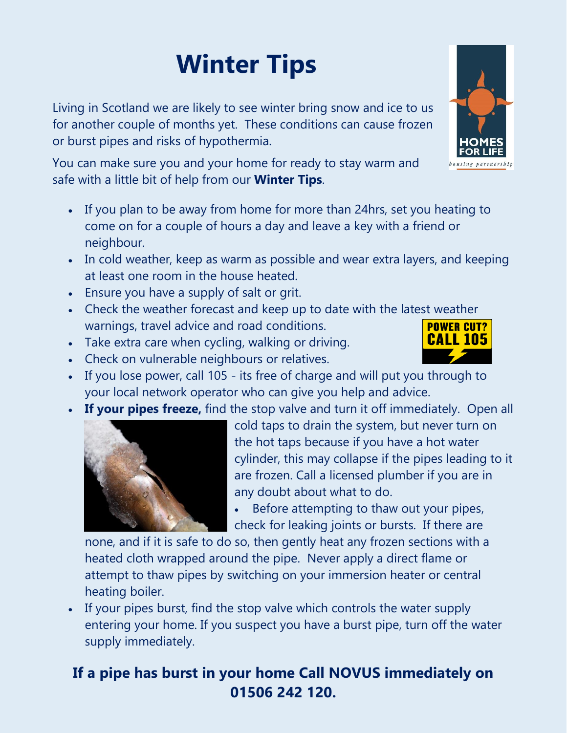# Winter Tips

Living in Scotland we are likely to see winter bring snow and ice to us for another couple of months yet. These conditions can cause frozen or burst pipes and risks of hypothermia.

HOMES FOR LIFE
*housing partnership*

You can make sure you and your home for ready to stay warm and safe with a little bit of help from our **Winter Tips**.

- If you plan to be away from home for more than 24hrs, set you heating to come on for a couple of hours a day and leave a key with a friend or neighbour.
- In cold weather, keep as warm as possible and wear extra layers, and keeping at least one room in the house heated.
- Ensure you have a supply of salt or grit.
- Check the weather forecast and keep up to date with the latest weather warnings, travel advice and road conditions.
- Take extra care when cycling, walking or driving.
- Check on vulnerable neighbours or relatives.
- If you lose power, call 105 - its free of charge and will put you through to your local network operator who can give you help and advice.

POWER CUT? CALL 105

- **If your pipes freeze,** find the stop valve and turn it off immediately. Open all cold taps to drain the system, but never turn on the hot taps because if you have a hot water cylinder, this may collapse if the pipes leading to it are frozen. Call a licensed plumber if you are in any doubt about what to do.
- Before attempting to thaw out your pipes, check for leaking joints or bursts. If there are none, and if it is safe to do so, then gently heat any frozen sections with a heated cloth wrapped around the pipe. Never apply a direct flame or attempt to thaw pipes by switching on your immersion heater or central heating boiler.
- If your pipes burst, find the stop valve which controls the water supply entering your home. If you suspect you have a burst pipe, turn off the water supply immediately.

**If a pipe has burst in your home Call NOVUS immediately on 01506 242 120.**